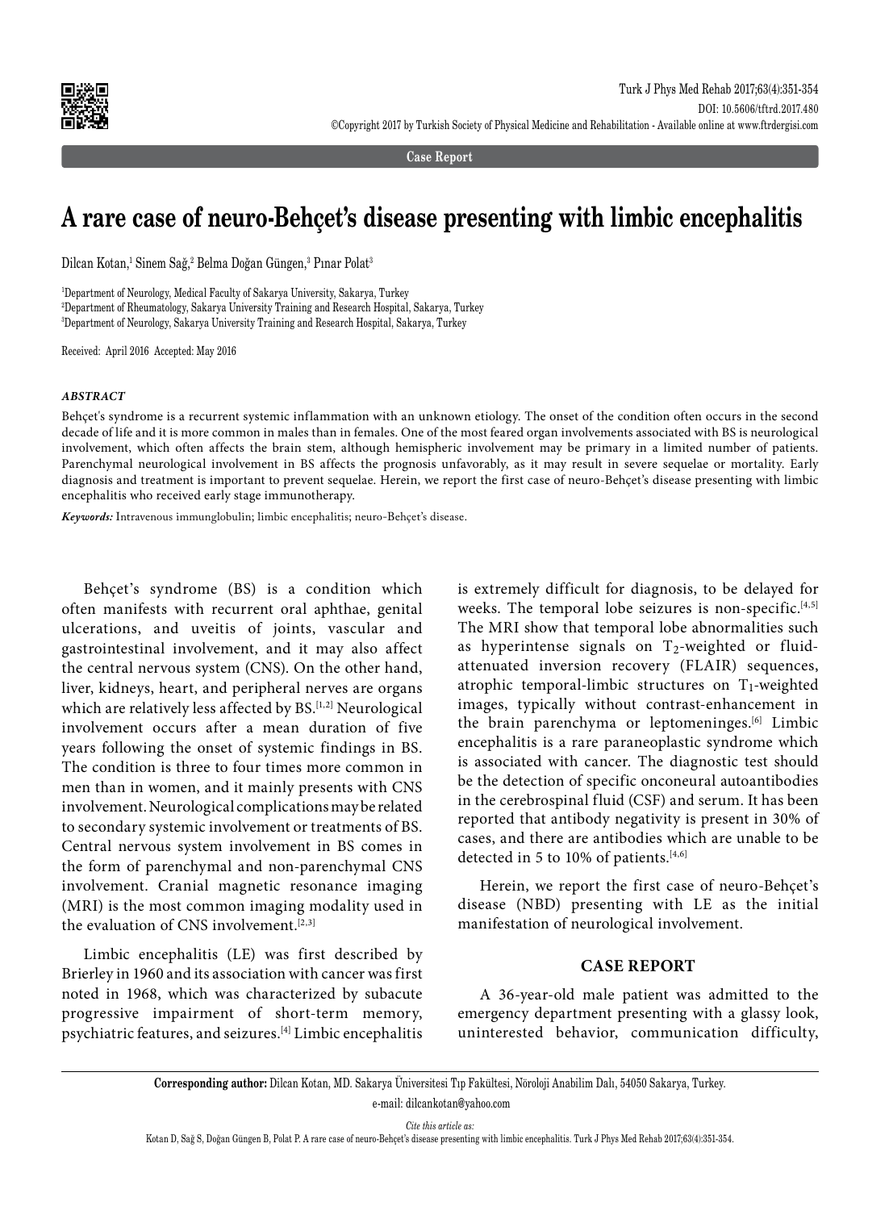Case Report

# A rare case of neuro-Behçet's disease presenting with limbic encephalitis

Dilcan Kotan,[1] Sinem Sağ,[2] Belma Doğan Güngen,[3] Pınar Polat[3]

[1]Department of Neurology, Medical Faculty of Sakarya University, Sakarya, Turkey
[2]Department of Rheumatology, Sakarya University Training and Research Hospital, Sakarya, Turkey
[3]Department of Neurology, Sakarya University Training and Research Hospital, Sakarya, Turkey

Received: April 2016 Accepted: May 2016

***ABSTRACT***

Behçet's syndrome is a recurrent systemic inflammation with an unknown etiology. The onset of the condition often occurs in the second decade of life and it is more common in males than in females. One of the most feared organ involvements associated with BS is neurological involvement, which often affects the brain stem, although hemispheric involvement may be primary in a limited number of patients. Parenchymal neurological involvement in BS affects the prognosis unfavorably, as it may result in severe sequelae or mortality. Early diagnosis and treatment is important to prevent sequelae. Herein, we report the first case of neuro-Behçet's disease presenting with limbic encephalitis who received early stage immunotherapy.

***Keywords:*** Intravenous immunglobulin; limbic encephalitis; neuro-Behçet's disease.

Behçet's syndrome (BS) is a condition which often manifests with recurrent oral aphthae, genital ulcerations, and uveitis of joints, vascular and gastrointestinal involvement, and it may also affect the central nervous system (CNS). On the other hand, liver, kidneys, heart, and peripheral nerves are organs which are relatively less affected by BS.[1,2] Neurological involvement occurs after a mean duration of five years following the onset of systemic findings in BS. The condition is three to four times more common in men than in women, and it mainly presents with CNS involvement. Neurological complications may be related to secondary systemic involvement or treatments of BS. Central nervous system involvement in BS comes in the form of parenchymal and non-parenchymal CNS involvement. Cranial magnetic resonance imaging (MRI) is the most common imaging modality used in the evaluation of CNS involvement.[2,3]

Limbic encephalitis (LE) was first described by Brierley in 1960 and its association with cancer was first noted in 1968, which was characterized by subacute progressive impairment of short-term memory, psychiatric features, and seizures.[4] Limbic encephalitis is extremely difficult for diagnosis, to be delayed for weeks. The temporal lobe seizures is non-specific.[4,5] The MRI show that temporal lobe abnormalities such as hyperintense signals on $T_2$-weighted or fluid-attenuated inversion recovery (FLAIR) sequences, atrophic temporal-limbic structures on $T_1$-weighted images, typically without contrast-enhancement in the brain parenchyma or leptomeninges.[6] Limbic encephalitis is a rare paraneoplastic syndrome which is associated with cancer. The diagnostic test should be the detection of specific onconeural autoantibodies in the cerebrospinal fluid (CSF) and serum. It has been reported that antibody negativity is present in 30% of cases, and there are antibodies which are unable to be detected in 5 to 10% of patients.[4,6]

Herein, we report the first case of neuro-Behçet's disease (NBD) presenting with LE as the initial manifestation of neurological involvement.

## CASE REPORT

A 36-year-old male patient was admitted to the emergency department presenting with a glassy look, uninterested behavior, communication difficulty,

**Corresponding author:** Dilcan Kotan, MD. Sakarya Üniversitesi Tıp Fakültesi, Nöroloji Anabilim Dalı, 54050 Sakarya, Turkey.
e-mail: dilcankotan@yahoo.com

*Cite this article as:*
Kotan D, Sağ S, Doğan Güngen B, Polat P. A rare case of neuro-Behçet's disease presenting with limbic encephalitis. Turk J Phys Med Rehab 2017;63(4):351-354.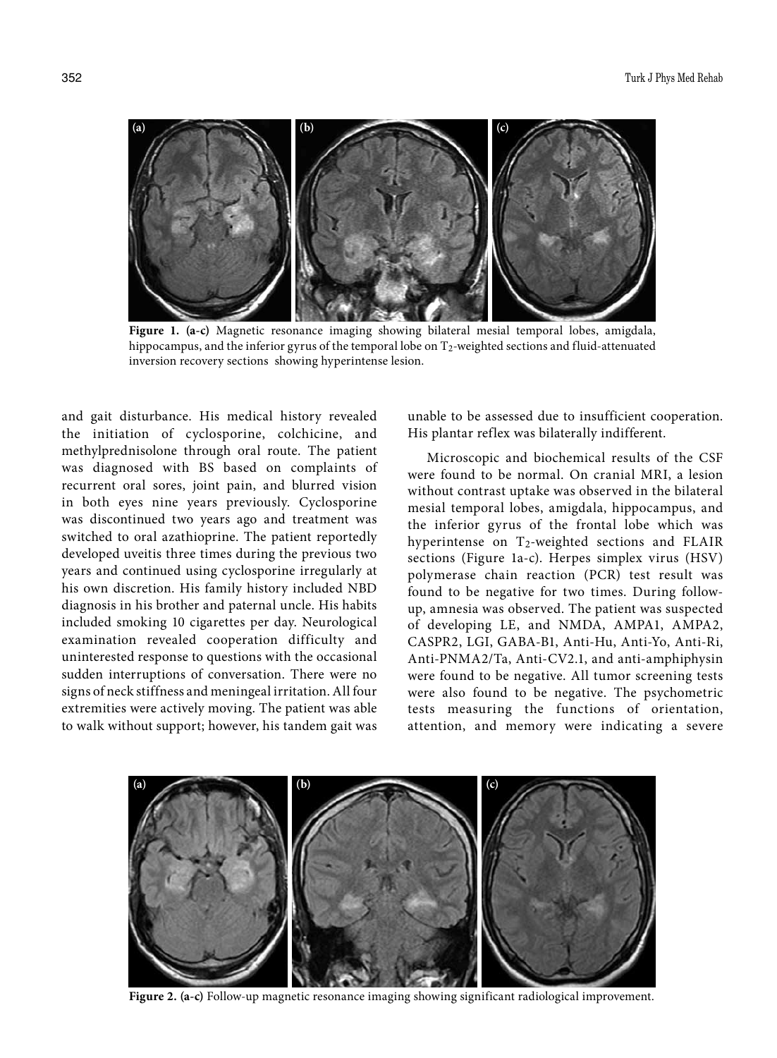**Figure 1. (a-c)** Magnetic resonance imaging showing bilateral mesial temporal lobes, amigdala, hippocampus, and the inferior gyrus of the temporal lobe on $T_2$-weighted sections and fluid-attenuated inversion recovery sections showing hyperintense lesion.

and gait disturbance. His medical history revealed the initiation of cyclosporine, colchicine, and methylprednisolone through oral route. The patient was diagnosed with BS based on complaints of recurrent oral sores, joint pain, and blurred vision in both eyes nine years previously. Cyclosporine was discontinued two years ago and treatment was switched to oral azathioprine. The patient reportedly developed uveitis three times during the previous two years and continued using cyclosporine irregularly at his own discretion. His family history included NBD diagnosis in his brother and paternal uncle. His habits included smoking 10 cigarettes per day. Neurological examination revealed cooperation difficulty and uninterested response to questions with the occasional sudden interruptions of conversation. There were no signs of neck stiffness and meningeal irritation. All four extremities were actively moving. The patient was able to walk without support; however, his tandem gait was unable to be assessed due to insufficient cooperation. His plantar reflex was bilaterally indifferent.

Microscopic and biochemical results of the CSF were found to be normal. On cranial MRI, a lesion without contrast uptake was observed in the bilateral mesial temporal lobes, amigdala, hippocampus, and the inferior gyrus of the frontal lobe which was hyperintense on $T_2$-weighted sections and FLAIR sections (Figure 1a-c). Herpes simplex virus (HSV) polymerase chain reaction (PCR) test result was found to be negative for two times. During follow-up, amnesia was observed. The patient was suspected of developing LE, and NMDA, AMPA1, AMPA2, CASPR2, LGI, GABA-B1, Anti-Hu, Anti-Yo, Anti-Ri, Anti-PNMA2/Ta, Anti-CV2.1, and anti-amphiphysin were found to be negative. All tumor screening tests were also found to be negative. The psychometric tests measuring the functions of orientation, attention, and memory were indicating a severe

**Figure 2. (a-c)** Follow-up magnetic resonance imaging showing significant radiological improvement.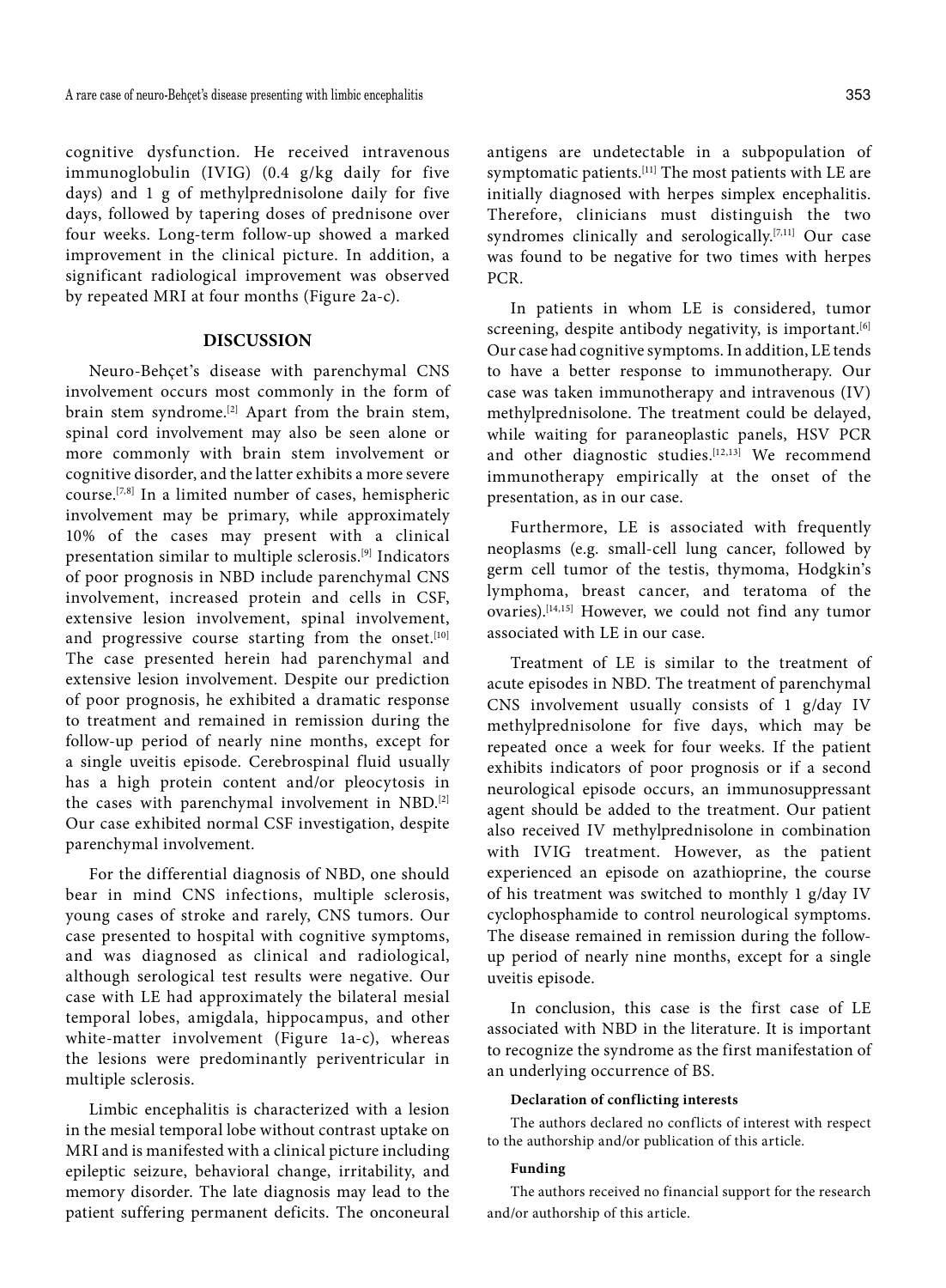cognitive dysfunction. He received intravenous immunoglobulin (IVIG) (0.4 g/kg daily for five days) and 1 g of methylprednisolone daily for five days, followed by tapering doses of prednisone over four weeks. Long-term follow-up showed a marked improvement in the clinical picture. In addition, a significant radiological improvement was observed by repeated MRI at four months (Figure 2a-c).

## DISCUSSION

Neuro-Behçet's disease with parenchymal CNS involvement occurs most commonly in the form of brain stem syndrome.[2] Apart from the brain stem, spinal cord involvement may also be seen alone or more commonly with brain stem involvement or cognitive disorder, and the latter exhibits a more severe course.[7,8] In a limited number of cases, hemispheric involvement may be primary, while approximately 10% of the cases may present with a clinical presentation similar to multiple sclerosis.[9] Indicators of poor prognosis in NBD include parenchymal CNS involvement, increased protein and cells in CSF, extensive lesion involvement, spinal involvement, and progressive course starting from the onset.[10] The case presented herein had parenchymal and extensive lesion involvement. Despite our prediction of poor prognosis, he exhibited a dramatic response to treatment and remained in remission during the follow-up period of nearly nine months, except for a single uveitis episode. Cerebrospinal fluid usually has a high protein content and/or pleocytosis in the cases with parenchymal involvement in NBD.[2] Our case exhibited normal CSF investigation, despite parenchymal involvement.

For the differential diagnosis of NBD, one should bear in mind CNS infections, multiple sclerosis, young cases of stroke and rarely, CNS tumors. Our case presented to hospital with cognitive symptoms, and was diagnosed as clinical and radiological, although serological test results were negative. Our case with LE had approximately the bilateral mesial temporal lobes, amigdala, hippocampus, and other white-matter involvement (Figure 1a-c), whereas the lesions were predominantly periventricular in multiple sclerosis.

Limbic encephalitis is characterized with a lesion in the mesial temporal lobe without contrast uptake on MRI and is manifested with a clinical picture including epileptic seizure, behavioral change, irritability, and memory disorder. The late diagnosis may lead to the patient suffering permanent deficits. The onconeural antigens are undetectable in a subpopulation of symptomatic patients.[11] The most patients with LE are initially diagnosed with herpes simplex encephalitis. Therefore, clinicians must distinguish the two syndromes clinically and serologically.[7,11] Our case was found to be negative for two times with herpes PCR.

In patients in whom LE is considered, tumor screening, despite antibody negativity, is important.[6] Our case had cognitive symptoms. In addition, LE tends to have a better response to immunotherapy. Our case was taken immunotherapy and intravenous (IV) methylprednisolone. The treatment could be delayed, while waiting for paraneoplastic panels, HSV PCR and other diagnostic studies.[12,13] We recommend immunotherapy empirically at the onset of the presentation, as in our case.

Furthermore, LE is associated with frequently neoplasms (e.g. small-cell lung cancer, followed by germ cell tumor of the testis, thymoma, Hodgkin's lymphoma, breast cancer, and teratoma of the ovaries).[14,15] However, we could not find any tumor associated with LE in our case.

Treatment of LE is similar to the treatment of acute episodes in NBD. The treatment of parenchymal CNS involvement usually consists of 1 g/day IV methylprednisolone for five days, which may be repeated once a week for four weeks. If the patient exhibits indicators of poor prognosis or if a second neurological episode occurs, an immunosuppressant agent should be added to the treatment. Our patient also received IV methylprednisolone in combination with IVIG treatment. However, as the patient experienced an episode on azathioprine, the course of his treatment was switched to monthly 1 g/day IV cyclophosphamide to control neurological symptoms. The disease remained in remission during the follow-up period of nearly nine months, except for a single uveitis episode.

In conclusion, this case is the first case of LE associated with NBD in the literature. It is important to recognize the syndrome as the first manifestation of an underlying occurrence of BS.

#### Declaration of conflicting interests

The authors declared no conflicts of interest with respect to the authorship and/or publication of this article.

#### Funding

The authors received no financial support for the research and/or authorship of this article.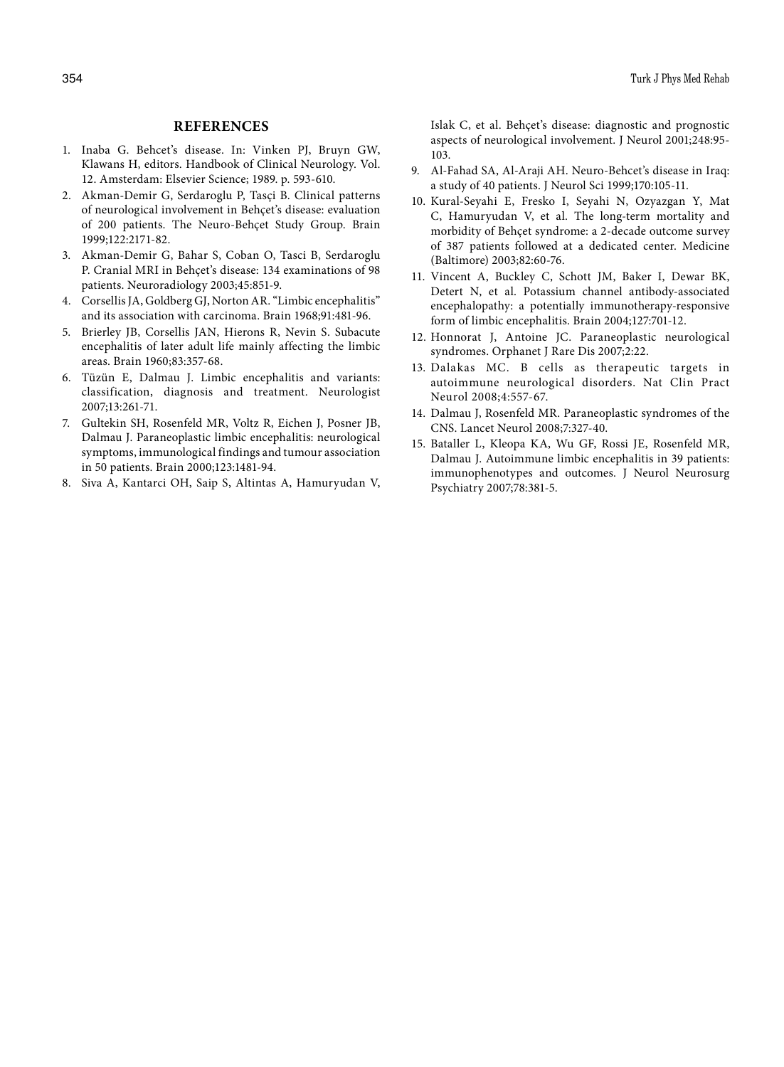## REFERENCES

1. Inaba G. Behcet's disease. In: Vinken PJ, Bruyn GW, Klawans H, editors. Handbook of Clinical Neurology. Vol. 12. Amsterdam: Elsevier Science; 1989. p. 593-610.
2. Akman-Demir G, Serdaroglu P, Tasçi B. Clinical patterns of neurological involvement in Behçet's disease: evaluation of 200 patients. The Neuro-Behçet Study Group. Brain 1999;122:2171-82.
3. Akman-Demir G, Bahar S, Coban O, Tasci B, Serdaroglu P. Cranial MRI in Behçet's disease: 134 examinations of 98 patients. Neuroradiology 2003;45:851-9.
4. Corsellis JA, Goldberg GJ, Norton AR. "Limbic encephalitis" and its association with carcinoma. Brain 1968;91:481-96.
5. Brierley JB, Corsellis JAN, Hierons R, Nevin S. Subacute encephalitis of later adult life mainly affecting the limbic areas. Brain 1960;83:357-68.
6. Tüzün E, Dalmau J. Limbic encephalitis and variants: classification, diagnosis and treatment. Neurologist 2007;13:261-71.
7. Gultekin SH, Rosenfeld MR, Voltz R, Eichen J, Posner JB, Dalmau J. Paraneoplastic limbic encephalitis: neurological symptoms, immunological findings and tumour association in 50 patients. Brain 2000;123:1481-94.
8. Siva A, Kantarci OH, Saip S, Altintas A, Hamuryudan V, Islak C, et al. Behçet's disease: diagnostic and prognostic aspects of neurological involvement. J Neurol 2001;248:95-103.
9. Al-Fahad SA, Al-Araji AH. Neuro-Behcet's disease in Iraq: a study of 40 patients. J Neurol Sci 1999;170:105-11.
10. Kural-Seyahi E, Fresko I, Seyahi N, Ozyazgan Y, Mat C, Hamuryudan V, et al. The long-term mortality and morbidity of Behçet syndrome: a 2-decade outcome survey of 387 patients followed at a dedicated center. Medicine (Baltimore) 2003;82:60-76.
11. Vincent A, Buckley C, Schott JM, Baker I, Dewar BK, Detert N, et al. Potassium channel antibody-associated encephalopathy: a potentially immunotherapy-responsive form of limbic encephalitis. Brain 2004;127:701-12.
12. Honnorat J, Antoine JC. Paraneoplastic neurological syndromes. Orphanet J Rare Dis 2007;2:22.
13. Dalakas MC. B cells as therapeutic targets in autoimmune neurological disorders. Nat Clin Pract Neurol 2008;4:557-67.
14. Dalmau J, Rosenfeld MR. Paraneoplastic syndromes of the CNS. Lancet Neurol 2008;7:327-40.
15. Bataller L, Kleopa KA, Wu GF, Rossi JE, Rosenfeld MR, Dalmau J. Autoimmune limbic encephalitis in 39 patients: immunophenotypes and outcomes. J Neurol Neurosurg Psychiatry 2007;78:381-5.